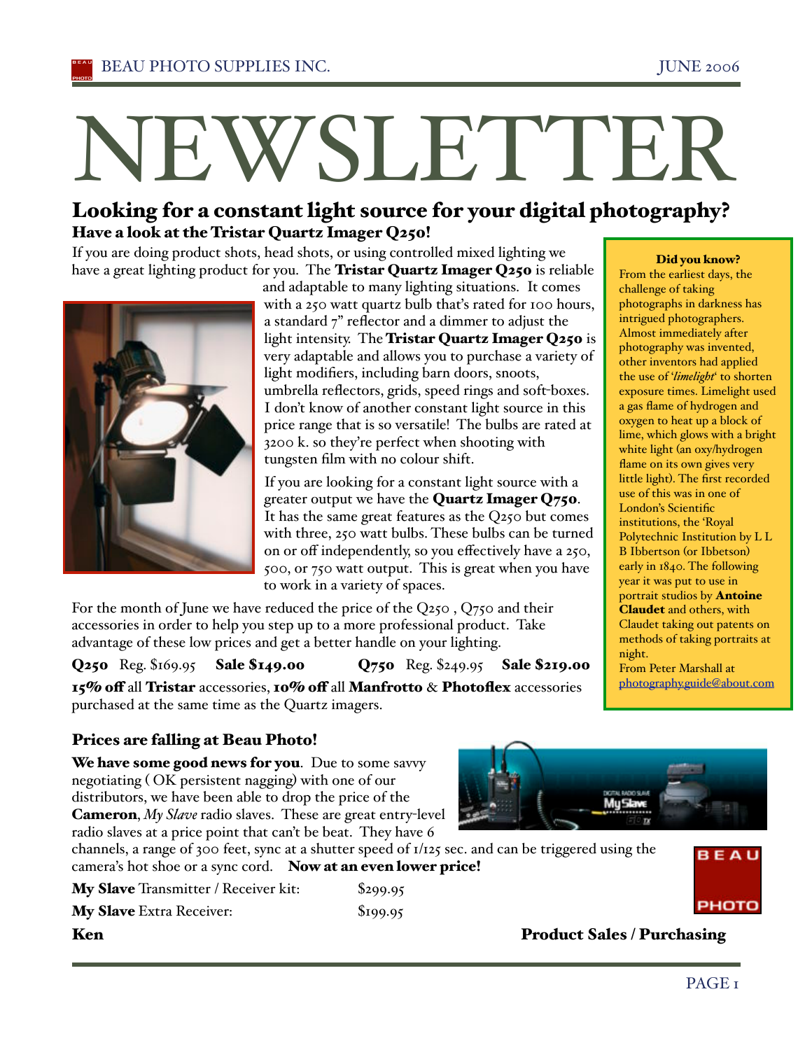# NEWSLETTER

## Looking for a constant light source for your digital photography?

### Have a look at the Tristar Quartz Imager Q250!

If you are doing product shots, head shots, or using controlled mixed lighting we have a great lighting product for you. The **Tristar Quartz Imager Q250** is reliable and adaptable to many lighting situations. It comes with a 250 watt quartz bulb that's rated for 100 hours, a standard 7" reflector and a dimmer to adjust the light intensity. The **Tristar Quartz Imager Q250** is very adaptable and allows you to purchase a variety of light modifiers, including barn doors, snoots, umbrella reflectors, grids, speed rings and soft-boxes. I don't know of another constant light source in this price range that is so versatile! The bulbs are rated at 3200 k. so they're perfect when shooting with tungsten film with no colour shift.

If you are looking for a constant light source with a greater output we have the **Quartz Imager Q750**. It has the same great features as the Q250 but comes with three, 250 watt bulbs. These bulbs can be turned on or off independently, so you effectively have a 250, 500, or 750 watt output. This is great when you have to work in a variety of spaces.

For the month of June we have reduced the price of the Q250 , Q750 and their accessories in order to help you step up to a more professional product. Take advantage of these low prices and get a better handle on your lighting.

**Q250** Reg. $169.95 **Sale $149.00** **Q750** Reg. $249.95 **Sale $219.00**

**15% off** all **Tristar** accessories, **10% off** all **Manfrotto** & **Photoflex** accessories purchased at the same time as the Quartz imagers.

> **Did you know?**
> From the earliest days, the challenge of taking photographs in darkness has intrigued photographers. Almost immediately after photography was invented, other inventors had applied the use of '*limelight*' to shorten exposure times. Limelight used a gas flame of hydrogen and oxygen to heat up a block of lime, which glows with a bright white light (an oxy/hydrogen flame on its own gives very little light). The first recorded use of this was in one of London's Scientific institutions, the 'Royal Polytechnic Institution by L L B Ibbertson (or Ibbetson) early in 1840. The following year it was put to use in portrait studios by **Antoine Claudet** and others, with Claudet taking out patents on methods of taking portraits at night.
> From Peter Marshall at photography.guide@about.com

### Prices are falling at Beau Photo!

**We have some good news for you**. Due to some savvy negotiating ( OK persistent nagging) with one of our distributors, we have been able to drop the price of the **Cameron**, *My Slave* radio slaves. These are great entry-level radio slaves at a price point that can't be beat. They have 6 channels, a range of 300 feet, sync at a shutter speed of 1/125 sec. and can be triggered using the camera's hot shoe or a sync cord. **Now at an even lower price!**

| | |
|---|---|
| **My Slave** Transmitter / Receiver kit: | $299.95 |
| **My Slave** Extra Receiver: | $199.95 |

**Ken** **Product Sales / Purchasing**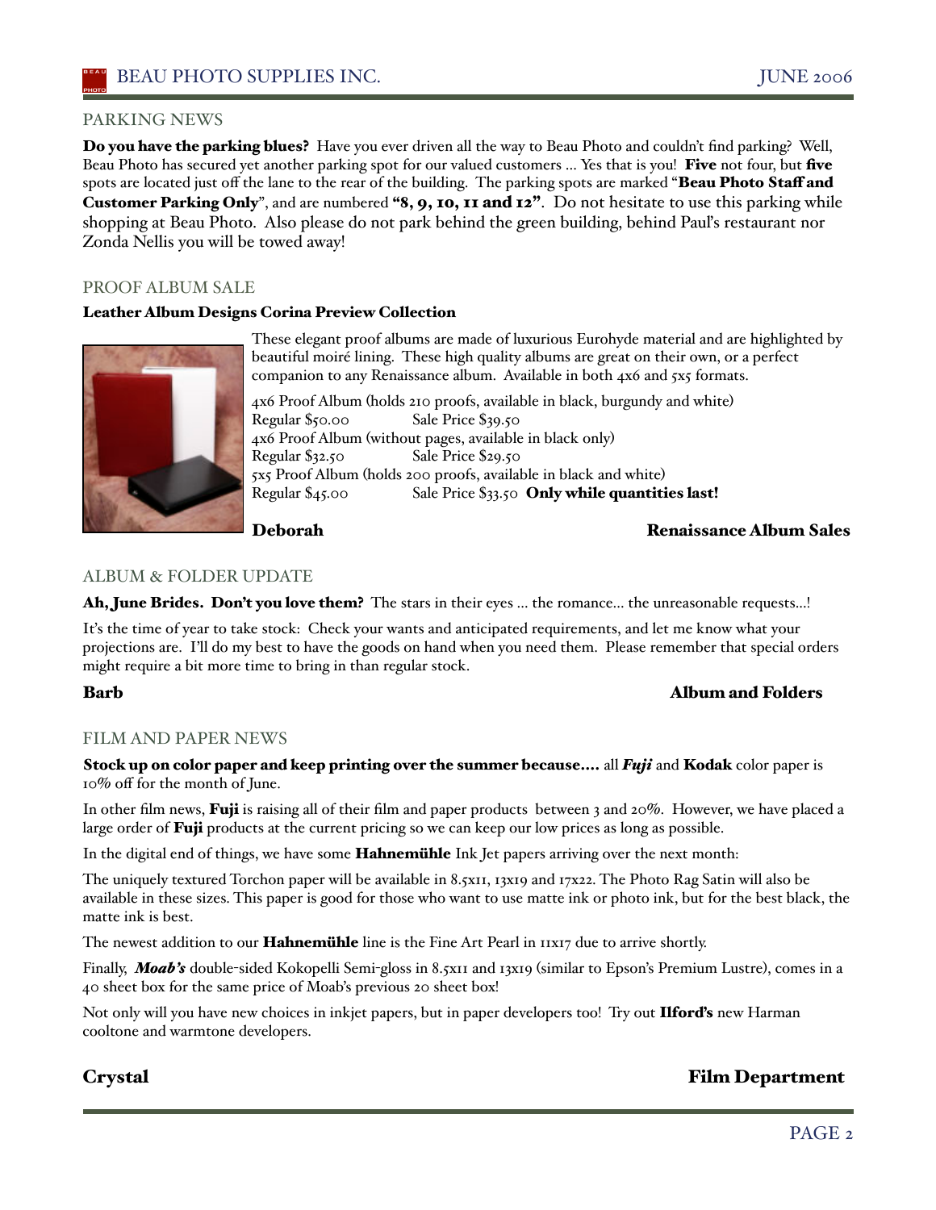## PARKING NEWS

**Do you have the parking blues?** Have you ever driven all the way to Beau Photo and couldn't find parking? Well, Beau Photo has secured yet another parking spot for our valued customers ... Yes that is you! **Five** not four, but **five** spots are located just off the lane to the rear of the building. The parking spots are marked "**Beau Photo Staff and Customer Parking Only**", and are numbered **"8, 9, 10, 11 and 12"**. Do not hesitate to use this parking while shopping at Beau Photo. Also please do not park behind the green building, behind Paul's restaurant nor Zonda Nellis you will be towed away!

## PROOF ALBUM SALE

**Leather Album Designs Corina Preview Collection**

These elegant proof albums are made of luxurious Eurohyde material and are highlighted by beautiful moiré lining. These high quality albums are great on their own, or a perfect companion to any Renaissance album. Available in both 4x6 and 5x5 formats.

4x6 Proof Album (holds 210 proofs, available in black, burgundy and white)
Regular $50.00 Sale Price $39.50
4x6 Proof Album (without pages, available in black only)
Regular $32.50 Sale Price $29.50
5x5 Proof Album (holds 200 proofs, available in black and white)
Regular $45.00 Sale Price $33.50 **Only while quantities last!**

**Deborah** **Renaissance Album Sales**

## ALBUM & FOLDER UPDATE

**Ah, June Brides. Don't you love them?** The stars in their eyes ... the romance... the unreasonable requests...!

It's the time of year to take stock: Check your wants and anticipated requirements, and let me know what your projections are. I'll do my best to have the goods on hand when you need them. Please remember that special orders might require a bit more time to bring in than regular stock.

**Barb** **Album and Folders**

## FILM AND PAPER NEWS

**Stock up on color paper and keep printing over the summer because....** all ***Fuji*** and **Kodak** color paper is 10% off for the month of June.

In other film news, **Fuji** is raising all of their film and paper products between 3 and 20%. However, we have placed a large order of **Fuji** products at the current pricing so we can keep our low prices as long as possible.

In the digital end of things, we have some **Hahnemühle** Ink Jet papers arriving over the next month:

The uniquely textured Torchon paper will be available in 8.5x11, 13x19 and 17x22. The Photo Rag Satin will also be available in these sizes. This paper is good for those who want to use matte ink or photo ink, but for the best black, the matte ink is best.

The newest addition to our **Hahnemühle** line is the Fine Art Pearl in 11x17 due to arrive shortly.

Finally, ***Moab's*** double-sided Kokopelli Semi-gloss in 8.5x11 and 13x19 (similar to Epson's Premium Lustre), comes in a 40 sheet box for the same price of Moab's previous 20 sheet box!

Not only will you have new choices in inkjet papers, but in paper developers too! Try out **Ilford's** new Harman cooltone and warmtone developers.

**Crystal** **Film Department**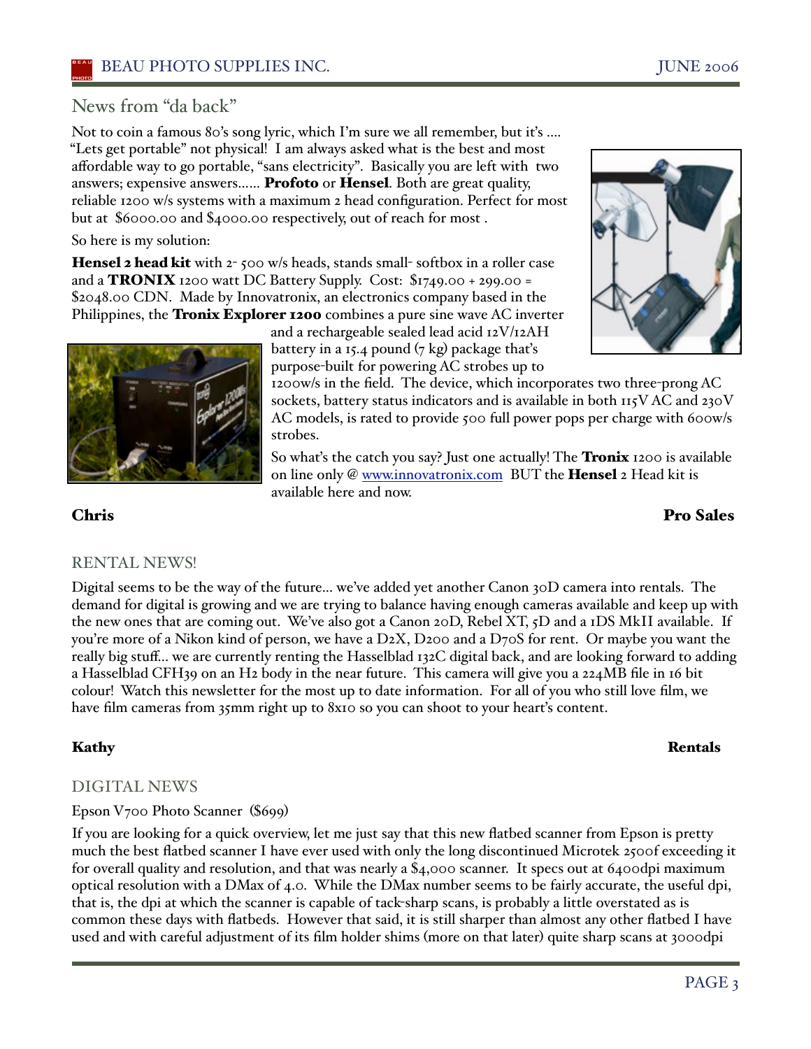## News from "da back"

Not to coin a famous 80's song lyric, which I'm sure we all remember, but it's …. "Lets get portable" not physical! I am always asked what is the best and most affordable way to go portable, "sans electricity". Basically you are left with two answers; expensive answers…… **Profoto** or **Hensel**. Both are great quality, reliable 1200 w/s systems with a maximum 2 head configuration. Perfect for most but at $6000.00 and $4000.00 respectively, out of reach for most .

So here is my solution:

**Hensel 2 head kit** with 2- 500 w/s heads, stands small- softbox in a roller case and a **TRONIX** 1200 watt DC Battery Supply. Cost: $1749.00 + 299.00 = $2048.00 CDN. Made by Innovatronix, an electronics company based in the Philippines, the **Tronix Explorer 1200** combines a pure sine wave AC inverter and a rechargeable sealed lead acid 12V/12AH battery in a 15.4 pound (7 kg) package that's purpose-built for powering AC strobes up to 1200w/s in the field. The device, which incorporates two three-prong AC sockets, battery status indicators and is available in both 115V AC and 230V AC models, is rated to provide 500 full power pops per charge with 600w/s strobes.

So what's the catch you say? Just one actually! The **Tronix** 1200 is available on line only @ www.innovatronix.com BUT the **Hensel** 2 Head kit is available here and now.

**Chris** **Pro Sales**

## RENTAL NEWS!

Digital seems to be the way of the future… we've added yet another Canon 30D camera into rentals. The demand for digital is growing and we are trying to balance having enough cameras available and keep up with the new ones that are coming out. We've also got a Canon 20D, Rebel XT, 5D and a 1DS MkII available. If you're more of a Nikon kind of person, we have a D2X, D200 and a D70S for rent. Or maybe you want the really big stuff… we are currently renting the Hasselblad 132C digital back, and are looking forward to adding a Hasselblad CFH39 on an H2 body in the near future. This camera will give you a 224MB file in 16 bit colour! Watch this newsletter for the most up to date information. For all of you who still love film, we have film cameras from 35mm right up to 8x10 so you can shoot to your heart's content.

**Kathy** **Rentals**

## DIGITAL NEWS

Epson V700 Photo Scanner ($699)

If you are looking for a quick overview, let me just say that this new flatbed scanner from Epson is pretty much the best flatbed scanner I have ever used with only the long discontinued Microtek 2500f exceeding it for overall quality and resolution, and that was nearly a $4,000 scanner. It specs out at 6400dpi maximum optical resolution with a DMax of 4.0. While the DMax number seems to be fairly accurate, the useful dpi, that is, the dpi at which the scanner is capable of tack-sharp scans, is probably a little overstated as is common these days with flatbeds. However that said, it is still sharper than almost any other flatbed I have used and with careful adjustment of its film holder shims (more on that later) quite sharp scans at 3000dpi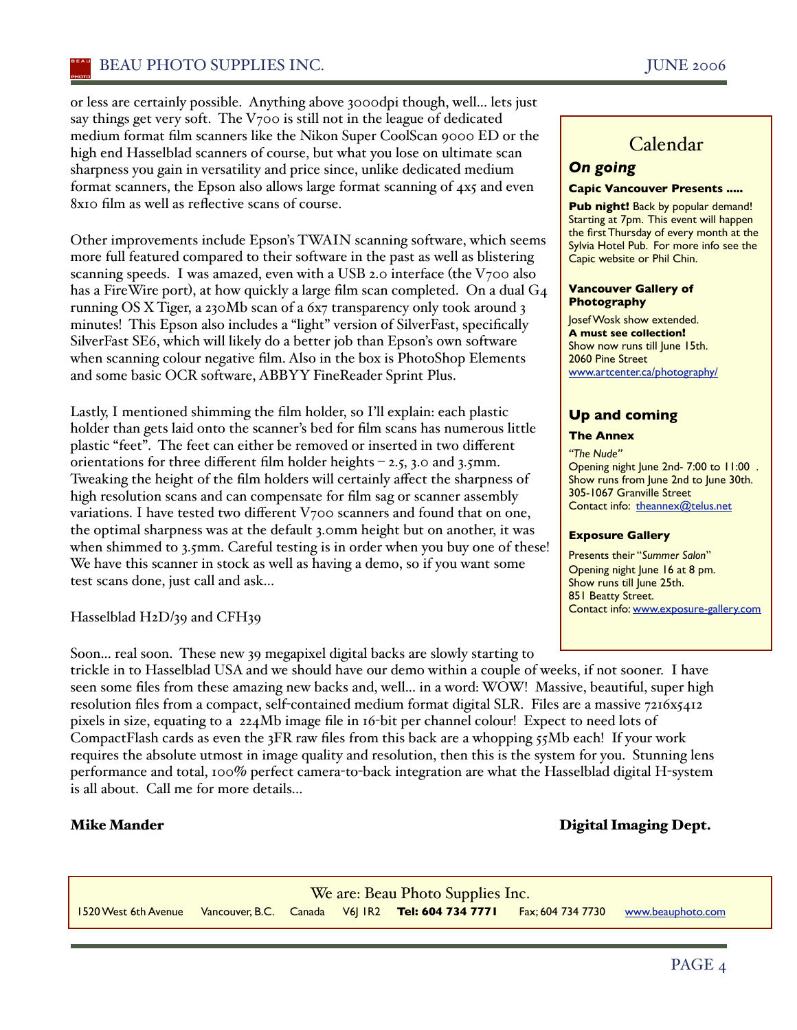or less are certainly possible. Anything above 3000dpi though, well... lets just say things get very soft. The V700 is still not in the league of dedicated medium format film scanners like the Nikon Super CoolScan 9000 ED or the high end Hasselblad scanners of course, but what you lose on ultimate scan sharpness you gain in versatility and price since, unlike dedicated medium format scanners, the Epson also allows large format scanning of 4x5 and even 8x10 film as well as reflective scans of course.

Other improvements include Epson's TWAIN scanning software, which seems more full featured compared to their software in the past as well as blistering scanning speeds. I was amazed, even with a USB 2.0 interface (the V700 also has a FireWire port), at how quickly a large film scan completed. On a dual G4 running OS X Tiger, a 230Mb scan of a 6x7 transparency only took around 3 minutes! This Epson also includes a "light" version of SilverFast, specifically SilverFast SE6, which will likely do a better job than Epson's own software when scanning colour negative film. Also in the box is PhotoShop Elements and some basic OCR software, ABBYY FineReader Sprint Plus.

Lastly, I mentioned shimming the film holder, so I'll explain: each plastic holder than gets laid onto the scanner's bed for film scans has numerous little plastic "feet". The feet can either be removed or inserted in two different orientations for three different film holder heights – 2.5, 3.0 and 3.5mm. Tweaking the height of the film holders will certainly affect the sharpness of high resolution scans and can compensate for film sag or scanner assembly variations. I have tested two different V700 scanners and found that on one, the optimal sharpness was at the default 3.0mm height but on another, it was when shimmed to 3.5mm. Careful testing is in order when you buy one of these! We have this scanner in stock as well as having a demo, so if you want some test scans done, just call and ask...

Hasselblad H2D/39 and CFH39

Soon... real soon. These new 39 megapixel digital backs are slowly starting to trickle in to Hasselblad USA and we should have our demo within a couple of weeks, if not sooner. I have seen some files from these amazing new backs and, well... in a word: WOW! Massive, beautiful, super high resolution files from a compact, self-contained medium format digital SLR. Files are a massive 7216x5412 pixels in size, equating to a 224Mb image file in 16-bit per channel colour! Expect to need lots of CompactFlash cards as even the 3FR raw files from this back are a whopping 55Mb each! If your work requires the absolute utmost in image quality and resolution, then this is the system for you. Stunning lens performance and total, 100% perfect camera-to-back integration are what the Hasselblad digital H-system is all about. Call me for more details...

**Mike Mander** **Digital Imaging Dept.**

## Calendar

### *On going*

**Capic Vancouver Presents .....**

**Pub night!** Back by popular demand! Starting at 7pm. This event will happen the first Thursday of every month at the Sylvia Hotel Pub. For more info see the Capic website or Phil Chin.

**Vancouver Gallery of Photography**

Josef Wosk show extended.
**A must see collection!**
Show now runs till June 15th.
2060 Pine Street
www.artcenter.ca/photography/

### Up and coming

**The Annex**

*"The Nude"*
Opening night June 2nd- 7:00 to 11:00 .
Show runs from June 2nd to June 30th.
305-1067 Granville Street
Contact info: theannex@telus.net

**Exposure Gallery**

Presents their "*Summer Salon*"
Opening night June 16 at 8 pm.
Show runs till June 25th.
851 Beatty Street.
Contact info: www.exposure-gallery.com

We are: Beau Photo Supplies Inc.
1520 West 6th Avenue Vancouver, B.C. Canada V6J 1R2 **Tel: 604 734 7771** Fax; 604 734 7730 www.beauphoto.com